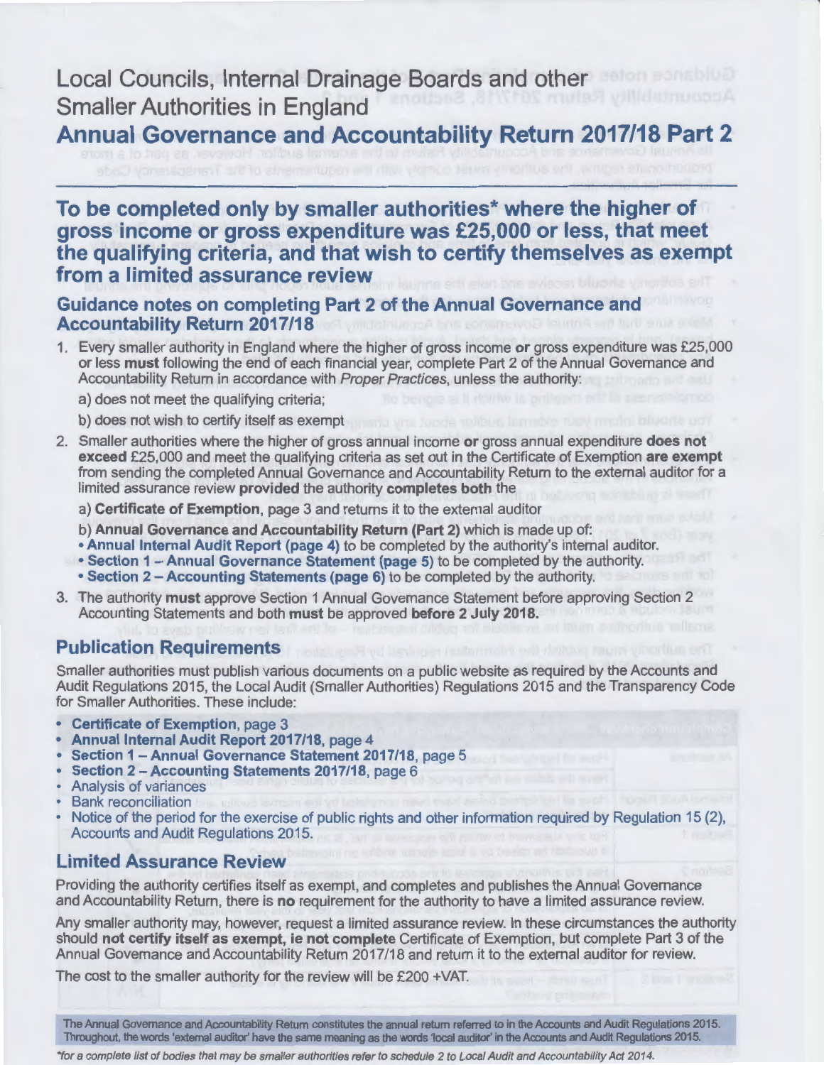# Local Councils, Internal Drainage Boards and other Smaller Authorities in England

# Annual Governance and Accountability Return 2017/18 Part 2

## To be completed only by smaller authorities* where the higher of gross income or gross expenditure was £25,000 or less, that meet the qualifying criteria, and that wish to certify themselves as exempt from a limited assurance review

### Guidance notes on completing Part 2 of the Annual Governance and Accountability Return 2017/18

1. Every smaller authority in England where the higher of gross income **or** gross expenditure was £25,000 or less **must** following the end of each financial year, complete Part 2 of the Annual Governance and Accountability Return in accordance with *Proper Practices*, unless the authority:

   a) does not meet the qualifying criteria;

   b) does not wish to certify itself as exempt

2. Smaller authorities where the higher of gross annual income **or** gross annual expenditure **does not exceed** £25,000 and meet the qualifying criteria as set out in the Certificate of Exemption **are exempt** from sending the completed Annual Governance and Accountability Return to the external auditor for a limited assurance review **provided** the authority **completes both** the

   a) **Certificate of Exemption**, page 3 and returns it to the external auditor

   b) **Annual Governance and Accountability Return (Part 2)** which is made up of:
   - **Annual Internal Audit Report (page 4)** to be completed by the authority's internal auditor.
   - **Section 1 – Annual Governance Statement (page 5)** to be completed by the authority.
   - **Section 2 – Accounting Statements (page 6)** to be completed by the authority.

3. The authority **must** approve Section 1 Annual Governance Statement before approving Section 2 Accounting Statements and both **must** be approved **before 2 July 2018.**

## Publication Requirements

Smaller authorities must publish various documents on a public website as required by the Accounts and Audit Regulations 2015, the Local Audit (Smaller Authorities) Regulations 2015 and the Transparency Code for Smaller Authorities. These include:

- **Certificate of Exemption**, page 3
- **Annual Internal Audit Report 2017/18**, page 4
- **Section 1 – Annual Governance Statement 2017/18**, page 5
- **Section 2 – Accounting Statements 2017/18**, page 6
- Analysis of variances
- Bank reconciliation
- Notice of the period for the exercise of public rights and other information required by Regulation 15 (2), Accounts and Audit Regulations 2015.

## Limited Assurance Review

Providing the authority certifies itself as exempt, and completes and publishes the Annual Governance and Accountability Return, there is **no** requirement for the authority to have a limited assurance review.

Any smaller authority may, however, request a limited assurance review. In these circumstances the authority should **not certify itself as exempt, ie not complete** Certificate of Exemption, but complete Part 3 of the Annual Governance and Accountability Return 2017/18 and return it to the external auditor for review.

The cost to the smaller authority for the review will be £200 +VAT.

**The Annual Governance and Accountability Return constitutes the annual return referred to in the Accounts and Audit Regulations 2015. Throughout, the words 'external auditor' have the same meaning as the words 'local auditor' in the Accounts and Audit Regulations 2015.**

**for a complete list of bodies that may be smaller authorities refer to schedule 2 to Local Audit and Accountability Act 2014.*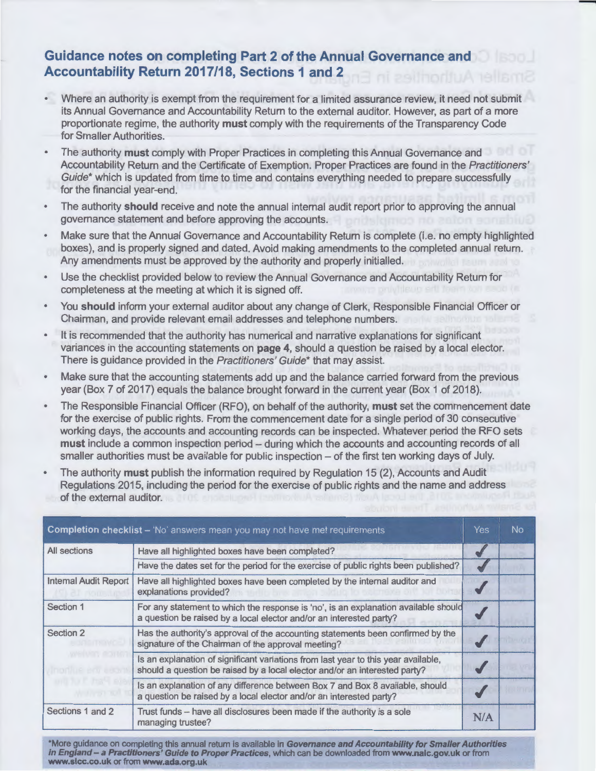## Guidance notes on completing Part 2 of the Annual Governance and Accountability Return 2017/18, Sections 1 and 2

- Where an authority is exempt from the requirement for a limited assurance review, it need not submit its Annual Governance and Accountability Return to the external auditor. However, as part of a more proportionate regime, the authority **must** comply with the requirements of the Transparency Code for Smaller Authorities.
- The authority **must** comply with Proper Practices in completing this Annual Governance and Accountability Return and the Certificate of Exemption. Proper Practices are found in the *Practitioners' Guide*\* which is updated from time to time and contains everything needed to prepare successfully for the financial year-end.
- The authority **should** receive and note the annual internal audit report prior to approving the annual governance statement and before approving the accounts.
- Make sure that the Annual Governance and Accountability Return is complete (i.e. no empty highlighted boxes), and is properly signed and dated. Avoid making amendments to the completed annual return. Any amendments must be approved by the authority and properly initialled.
- Use the checklist provided below to review the Annual Governance and Accountability Return for completeness at the meeting at which it is signed off.
- You **should** inform your external auditor about any change of Clerk, Responsible Financial Officer or Chairman, and provide relevant email addresses and telephone numbers.
- It is recommended that the authority has numerical and narrative explanations for significant variances in the accounting statements on **page 4**, should a question be raised by a local elector. There is guidance provided in the *Practitioners' Guide*\* that may assist.
- Make sure that the accounting statements add up and the balance carried forward from the previous year (Box 7 of 2017) equals the balance brought forward in the current year (Box 1 of 2018).
- The Responsible Financial Officer (RFO), on behalf of the authority, **must** set the commencement date for the exercise of public rights. From the commencement date for a single period of 30 consecutive working days, the accounts and accounting records can be inspected. Whatever period the RFO sets **must** include a common inspection period – during which the accounts and accounting records of all smaller authorities must be available for public inspection – of the first ten working days of July.
- The authority **must** publish the information required by Regulation 15 (2), Accounts and Audit Regulations 2015, including the period for the exercise of public rights and the name and address of the external auditor.

| Completion checklist – 'No' answers mean you may not have met requirements | | Yes | No |
|---|---|---|---|
| All sections | Have all highlighted boxes have been completed? | ✓ | |
| | Have the dates set for the period for the exercise of public rights been published? | ✓ | |
| Internal Audit Report | Have all highlighted boxes have been completed by the internal auditor and explanations provided? | ✓ | |
| Section 1 | For any statement to which the response is 'no', is an explanation available should a question be raised by a local elector and/or an interested party? | ✓ | |
| Section 2 | Has the authority's approval of the accounting statements been confirmed by the signature of the Chairman of the approval meeting? | ✓ | |
| | Is an explanation of significant variations from last year to this year available, should a question be raised by a local elector and/or an interested party? | ✓ | |
| | Is an explanation of any difference between Box 7 and Box 8 available, should a question be raised by a local elector and/or an interested party? | ✓ | |
| Sections 1 and 2 | Trust funds – have all disclosures been made if the authority is a sole managing trustee? | N/A | |

\*More guidance on completing this annual return is available in ***Governance and Accountability for Smaller Authorities in England – a Practitioners' Guide to Proper Practices***, which can be downloaded from **www.nalc.gov.uk** or from **www.slcc.co.uk** or from **www.ada.org.uk**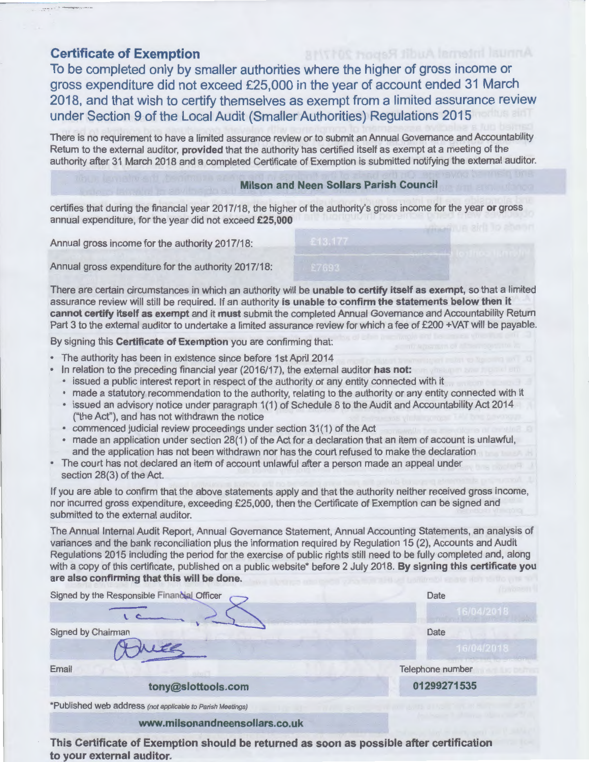## Certificate of Exemption

### To be completed only by smaller authorities where the higher of gross income or gross expenditure did not exceed £25,000 in the year of account ended 31 March 2018, and that wish to certify themselves as exempt from a limited assurance review under Section 9 of the Local Audit (Smaller Authorities) Regulations 2015

There is no requirement to have a limited assurance review or to submit an Annual Governance and Accountability Return to the external auditor, **provided** that the authority has certified itself as exempt at a meeting of the authority after 31 March 2018 and a completed Certificate of Exemption is submitted notifying the external auditor.

**Milson and Neen Sollars Parish Council**

certifies that during the financial year 2017/18, the higher of the authority's gross income for the year **or** gross annual expenditure, for the year did not exceed **£25,000**

| | |
|---|---|
| Annual gross income for the authority 2017/18: | £13,177 |
| Annual gross expenditure for the authority 2017/18: | £7693 |

There are certain circumstances in which an authority will be **unable to certify itself as exempt**, so that a limited assurance review will still be required. If an authority **is unable to confirm the statements below then it cannot certify itself as exempt** and it **must** submit the completed Annual Governance and Accountability Return Part 3 to the external auditor to undertake a limited assurance review for which a fee of £200 +VAT will be payable.

By signing this **Certificate of Exemption** you are confirming that:

- The authority has been in existence since before 1st April 2014
- In relation to the preceding financial year (2016/17), the external auditor **has not:**
  - issued a public interest report in respect of the authority or any entity connected with it
  - made a statutory recommendation to the authority, relating to the authority or any entity connected with it
  - issued an advisory notice under paragraph 1(1) of Schedule 8 to the Audit and Accountability Act 2014 ("the Act"), and has not withdrawn the notice
  - commenced judicial review proceedings under section 31(1) of the Act
  - made an application under section 28(1) of the Act for a declaration that an item of account is unlawful, and the application has not been withdrawn nor has the court refused to make the declaration
- The court has not declared an item of account unlawful after a person made an appeal under section 28(3) of the Act.

If you are able to confirm that the above statements apply and that the authority neither received gross income, nor incurred gross expenditure, exceeding £25,000, then the Certificate of Exemption can be signed and submitted to the external auditor.

The Annual Internal Audit Report, Annual Governance Statement, Annual Accounting Statements, an analysis of variances and the bank reconciliation plus the information required by Regulation 15 (2), Accounts and Audit Regulations 2015 including the period for the exercise of public rights still need to be fully completed and, along with a copy of this certificate, published on a public website* before 2 July 2018. **By signing this certificate you are also confirming that this will be done.**

| | |
|---|---|
| Signed by the Responsible Financial Officer | Date |
| *(signature)* | 16/04/2018 |
| Signed by Chairman | Date |
| *(signature)* | 16/04/2018 |
| Email | Telephone number |
| tony@slottools.com | 01299271535 |

*Published web address *(not applicable to Parish Meetings)*

www.milsonandneensollars.co.uk

**This Certificate of Exemption should be returned as soon as possible after certification to your external auditor.**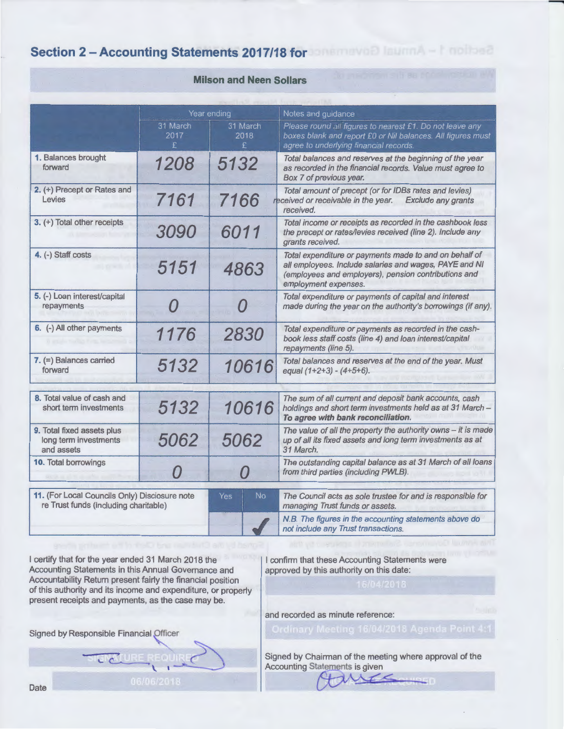## Section 2 – Accounting Statements 2017/18 for

**Milson and Neen Sollars**

| | Year ending | | Notes and guidance |
|---|---|---|---|
| | 31 March 2017 £ | 31 March 2018 £ | *Please round all figures to nearest £1. Do not leave any boxes blank and report £0 or Nil balances. All figures must agree to underlying financial records.* |
| **1.** Balances brought forward | 1208 | 5132 | *Total balances and reserves at the beginning of the year as recorded in the financial records. Value must agree to Box 7 of previous year.* |
| **2.** (+) Precept or Rates and Levies | 7161 | 7166 | *Total amount of precept (or for IDBs rates and levies) received or receivable in the year. Exclude any grants received.* |
| **3.** (+) Total other receipts | 3090 | 6011 | *Total income or receipts as recorded in the cashbook less the precept or rates/levies received (line 2). Include any grants received.* |
| **4.** (-) Staff costs | 5151 | 4863 | *Total expenditure or payments made to and on behalf of all employees. Include salaries and wages, PAYE and NI (employees and employers), pension contributions and employment expenses.* |
| **5.** (-) Loan interest/capital repayments | 0 | 0 | *Total expenditure or payments of capital and interest made during the year on the authority's borrowings (if any).* |
| **6.** (-) All other payments | 1176 | 2830 | *Total expenditure or payments as recorded in the cash-book less staff costs (line 4) and loan interest/capital repayments (line 5).* |
| **7.** (=) Balances carried forward | 5132 | 10616 | *Total balances and reserves at the end of the year. Must equal (1+2+3) - (4+5+6).* |
| **8.** Total value of cash and short term investments | 5132 | 10616 | *The sum of all current and deposit bank accounts, cash holdings and short term investments held as at 31 March – **To agree with bank reconciliation.*** |
| **9.** Total fixed assets plus long term investments and assets | 5062 | 5062 | *The value of all the property the authority owns – it is made up of all its fixed assets and long term investments as at 31 March.* |
| **10.** Total borrowings | 0 | 0 | *The outstanding capital balance as at 31 March of all loans from third parties (including PWLB).* |

| **11.** (For Local Councils Only) Disclosure note re Trust funds (including charitable) | Yes | No | *The Council acts as sole trustee for and is responsible for managing Trust funds or assets.* |
|---|---|---|---|
| | | ✓ | *N.B. The figures in the accounting statements above do not include any Trust transactions.* |

I certify that for the year ended 31 March 2018 the Accounting Statements in this Annual Governance and Accountability Return present fairly the financial position of this authority and its income and expenditure, or properly present receipts and payments, as the case may be.

Signed by Responsible Financial Officer

SIGNATURE REQUIRED

Date 06/06/2018

I confirm that these Accounting Statements were approved by this authority on this date:

16/04/2018

and recorded as minute reference:

Ordinary Meeting 16/04/2018 Agenda Point 4:1

Signed by Chairman of the meeting where approval of the Accounting Statements is given

SIGNATURE REQUIRED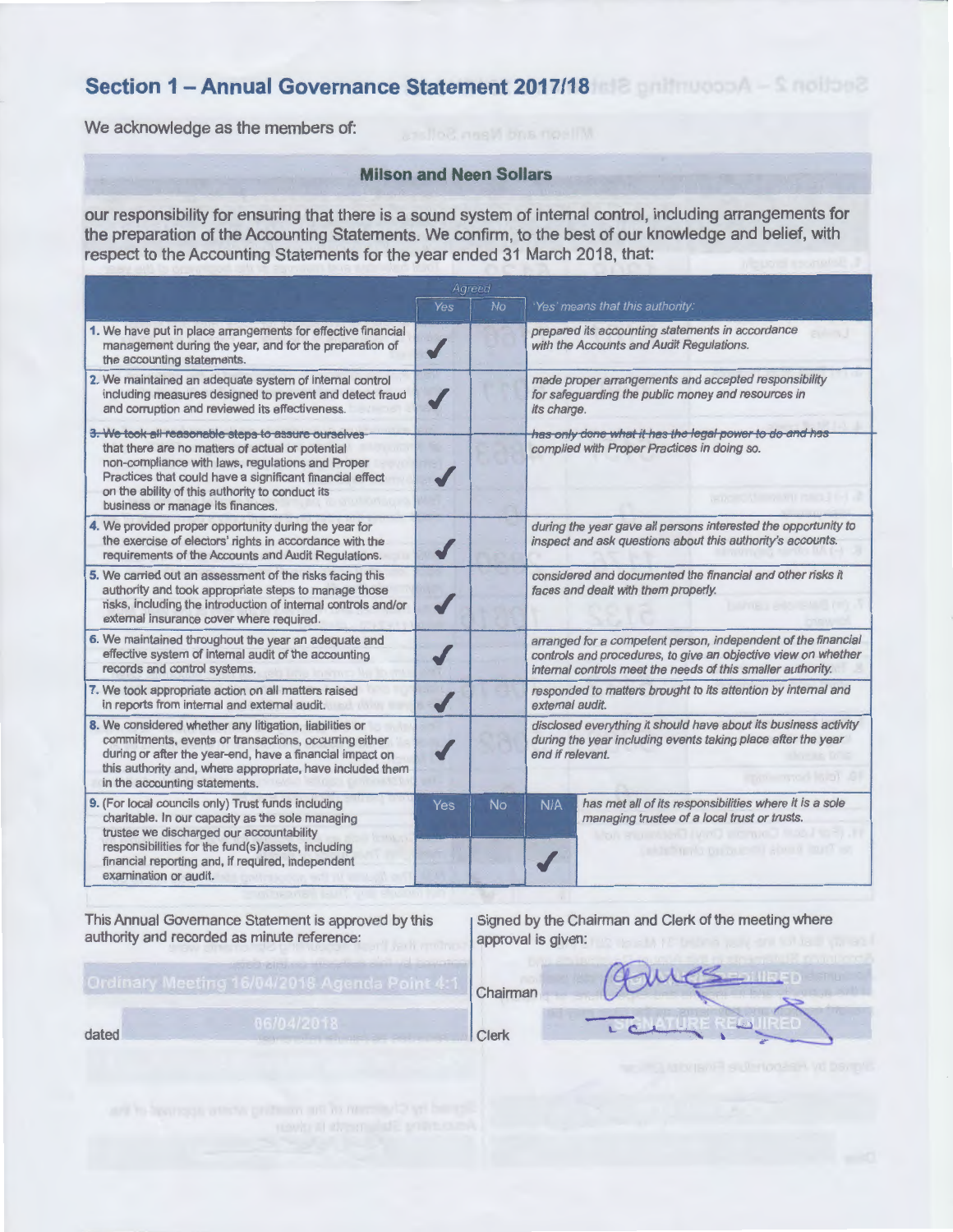## Section 1 – Annual Governance Statement 2017/18

We acknowledge as the members of:

**Milson and Neen Sollars**

**our responsibility for ensuring that there is a sound system of internal control, including arrangements for the preparation of the Accounting Statements. We confirm, to the best of our knowledge and belief, with respect to the Accounting Statements for the year ended 31 March 2018, that:**

| | Agreed | | 'Yes' means that this authority: |
|---|---|---|---|
| | Yes | No | |
| 1. We have put in place arrangements for effective financial management during the year, and for the preparation of the accounting statements. | ✓ | | *prepared its accounting statements in accordance with the Accounts and Audit Regulations.* |
| 2. We maintained an adequate system of internal control including measures designed to prevent and detect fraud and corruption and reviewed its effectiveness. | ✓ | | *made proper arrangements and accepted responsibility for safeguarding the public money and resources in its charge.* |
| 3. We took all reasonable steps to assure ourselves that there are no matters of actual or potential non-compliance with laws, regulations and Proper Practices that could have a significant financial effect on the ability of this authority to conduct its business or manage its finances. | ✓ | | *has only done what it has the legal power to do and has complied with Proper Practices in doing so.* |
| 4. We provided proper opportunity during the year for the exercise of electors' rights in accordance with the requirements of the Accounts and Audit Regulations. | ✓ | | *during the year gave all persons interested the opportunity to inspect and ask questions about this authority's accounts.* |
| 5. We carried out an assessment of the risks facing this authority and took appropriate steps to manage those risks, including the introduction of internal controls and/or external insurance cover where required. | ✓ | | *considered and documented the financial and other risks it faces and dealt with them properly.* |
| 6. We maintained throughout the year an adequate and effective system of internal audit of the accounting records and control systems. | ✓ | | *arranged for a competent person, independent of the financial controls and procedures, to give an objective view on whether internal controls meet the needs of this smaller authority.* |
| 7. We took appropriate action on all matters raised in reports from internal and external audit. | ✓ | | *responded to matters brought to its attention by internal and external audit.* |
| 8. We considered whether any litigation, liabilities or commitments, events or transactions, occurring either during or after the year-end, have a financial impact on this authority and, where appropriate, have included them in the accounting statements. | ✓ | | *disclosed everything it should have about its business activity during the year including events taking place after the year end if relevant.* |

| | Yes | No | N/A | |
|---|---|---|---|---|
| 9. (For local councils only) Trust funds including charitable. In our capacity as the sole managing trustee we discharged our accountability responsibilities for the fund(s)/assets, including financial reporting and, if required, independent examination or audit. | | | ✓ | *has met all of its responsibilities where it is a sole managing trustee of a local trust or trusts.* |

This Annual Governance Statement is approved by this authority and recorded as minute reference:

Ordinary Meeting 16/04/2018 Agenda Point 4:1

dated 06/04/2018

Signed by the Chairman and Clerk of the meeting where approval is given:

Chairman [signature]

Clerk [signature]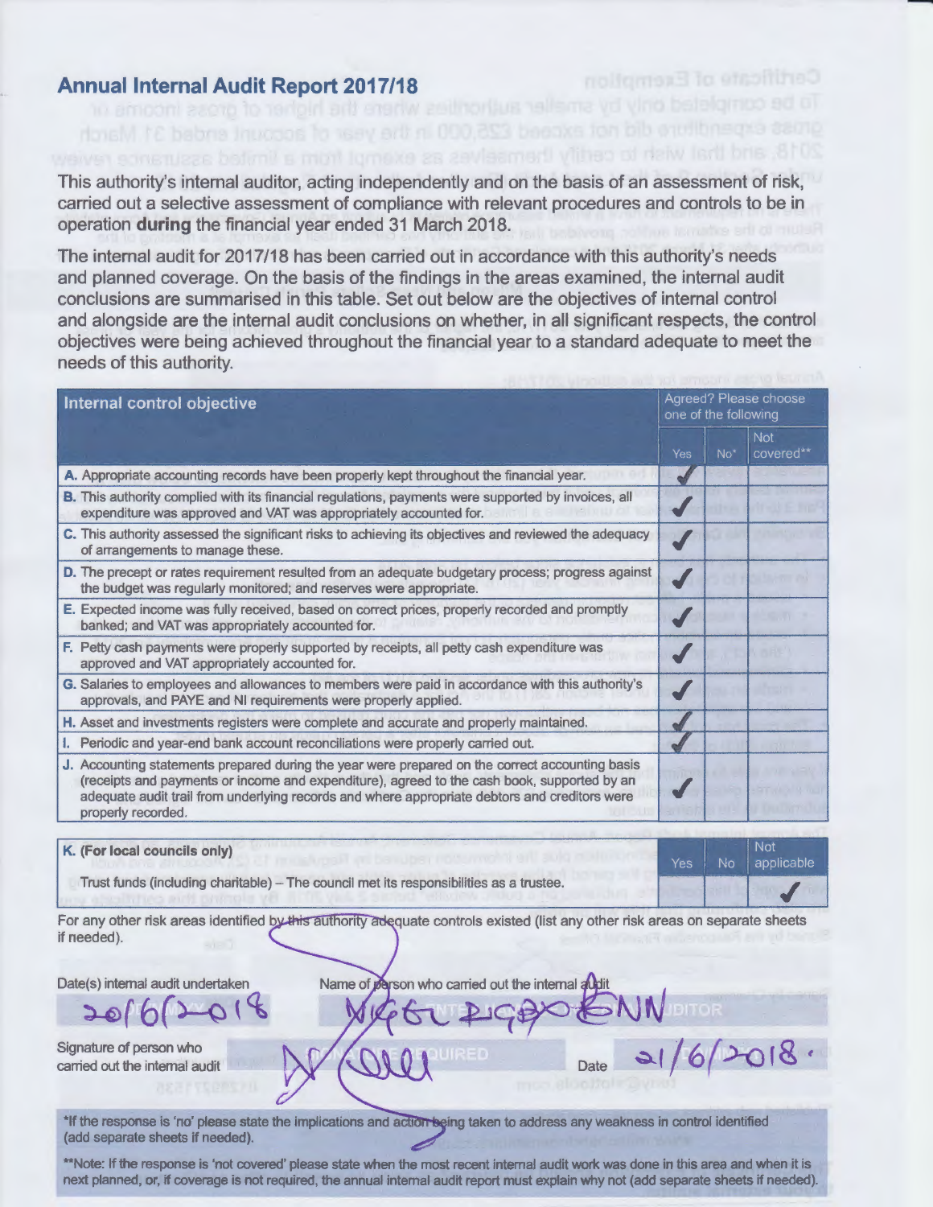## Annual Internal Audit Report 2017/18

This authority's internal auditor, acting independently and on the basis of an assessment of risk, carried out a selective assessment of compliance with relevant procedures and controls to be in operation **during** the financial year ended 31 March 2018.

The internal audit for 2017/18 has been carried out in accordance with this authority's needs and planned coverage. On the basis of the findings in the areas examined, the internal audit conclusions are summarised in this table. Set out below are the objectives of internal control and alongside are the internal audit conclusions on whether, in all significant respects, the control objectives were being achieved throughout the financial year to a standard adequate to meet the needs of this authority.

| Internal control objective | Agreed? Please choose one of the following | | |
|---|---|---|---|
| | Yes | No* | Not covered** |
| A. Appropriate accounting records have been properly kept throughout the financial year. | ✓ | | |
| B. This authority complied with its financial regulations, payments were supported by invoices, all expenditure was approved and VAT was appropriately accounted for. | ✓ | | |
| C. This authority assessed the significant risks to achieving its objectives and reviewed the adequacy of arrangements to manage these. | ✓ | | |
| D. The precept or rates requirement resulted from an adequate budgetary process; progress against the budget was regularly monitored; and reserves were appropriate. | ✓ | | |
| E. Expected income was fully received, based on correct prices, properly recorded and promptly banked; and VAT was appropriately accounted for. | ✓ | | |
| F. Petty cash payments were properly supported by receipts, all petty cash expenditure was approved and VAT appropriately accounted for. | ✓ | | |
| G. Salaries to employees and allowances to members were paid in accordance with this authority's approvals, and PAYE and NI requirements were properly applied. | ✓ | | |
| H. Asset and investments registers were complete and accurate and properly maintained. | ✓ | | |
| I. Periodic and year-end bank account reconciliations were properly carried out. | ✓ | | |
| J. Accounting statements prepared during the year were prepared on the correct accounting basis (receipts and payments or income and expenditure), agreed to the cash book, supported by an adequate audit trail from underlying records and where appropriate debtors and creditors were properly recorded. | ✓ | | |

| K. (For local councils only) | Yes | No | Not applicable |
|---|---|---|---|
| Trust funds (including charitable) – The council met its responsibilities as a trustee. | | | ✓ |

For any other risk areas identified by this authority adequate controls existed (list any other risk areas on separate sheets if needed).

Date(s) internal audit undertaken: 20/6/2018

Name of person who carried out the internal audit: NIGEL RAYBURN

Signature of person who carried out the internal audit: [signature]

Date: 21/6/2018

*If the response is 'no' please state the implications and action being taken to address any weakness in control identified (add separate sheets if needed).

**Note: If the response is 'not covered' please state when the most recent internal audit work was done in this area and when it is next planned, or, if coverage is not required, the annual internal audit report must explain why not (add separate sheets if needed).